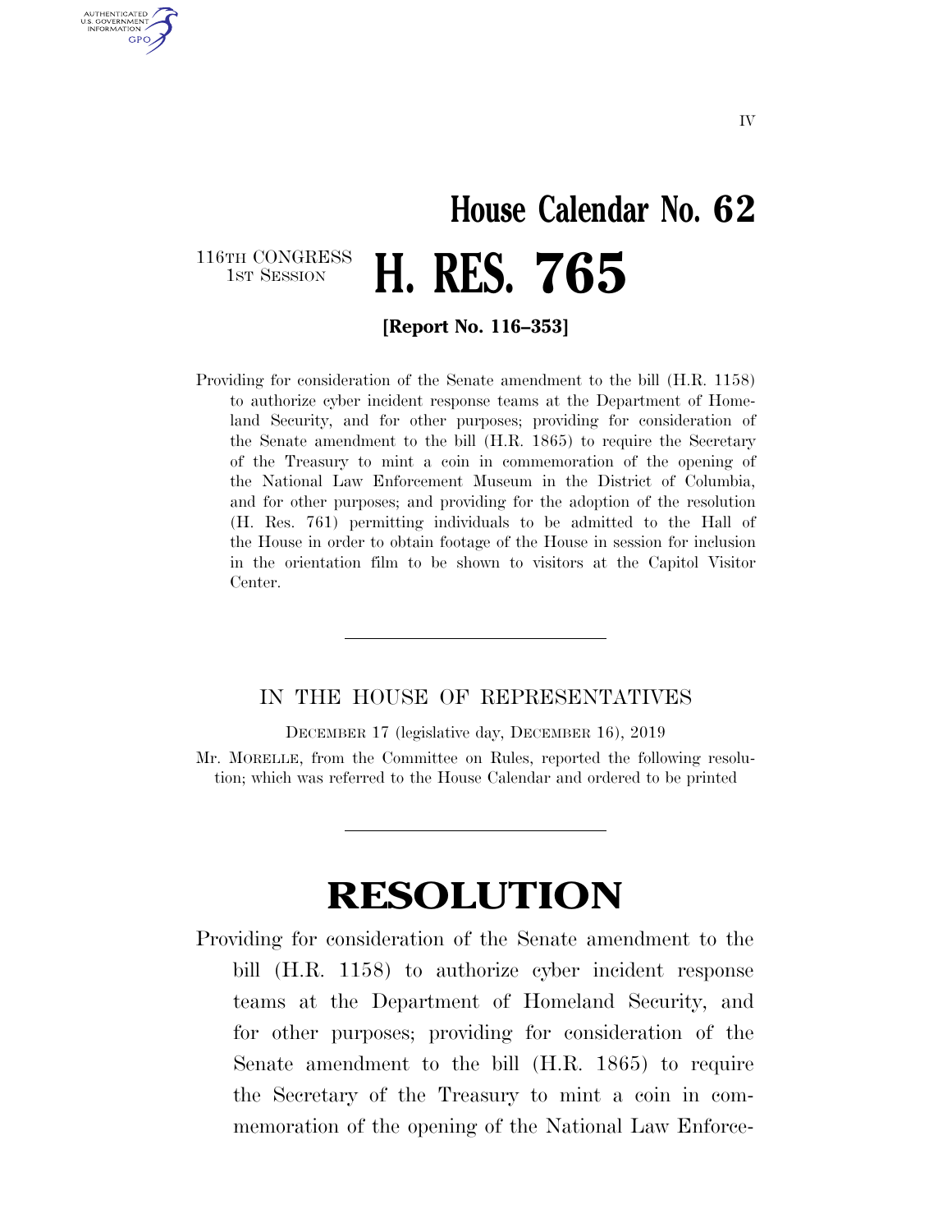# House Calendar No. 62

116TH CONGRESS
1ST SESSION

# H. RES. 765

**[Report No. 116–353]**

Providing for consideration of the Senate amendment to the bill (H.R. 1158) to authorize cyber incident response teams at the Department of Homeland Security, and for other purposes; providing for consideration of the Senate amendment to the bill (H.R. 1865) to require the Secretary of the Treasury to mint a coin in commemoration of the opening of the National Law Enforcement Museum in the District of Columbia, and for other purposes; and providing for the adoption of the resolution (H. Res. 761) permitting individuals to be admitted to the Hall of the House in order to obtain footage of the House in session for inclusion in the orientation film to be shown to visitors at the Capitol Visitor Center.

---

IN THE HOUSE OF REPRESENTATIVES

DECEMBER 17 (legislative day, DECEMBER 16), 2019

Mr. MORELLE, from the Committee on Rules, reported the following resolution; which was referred to the House Calendar and ordered to be printed

---

# RESOLUTION

Providing for consideration of the Senate amendment to the bill (H.R. 1158) to authorize cyber incident response teams at the Department of Homeland Security, and for other purposes; providing for consideration of the Senate amendment to the bill (H.R. 1865) to require the Secretary of the Treasury to mint a coin in commemoration of the opening of the National Law Enforce-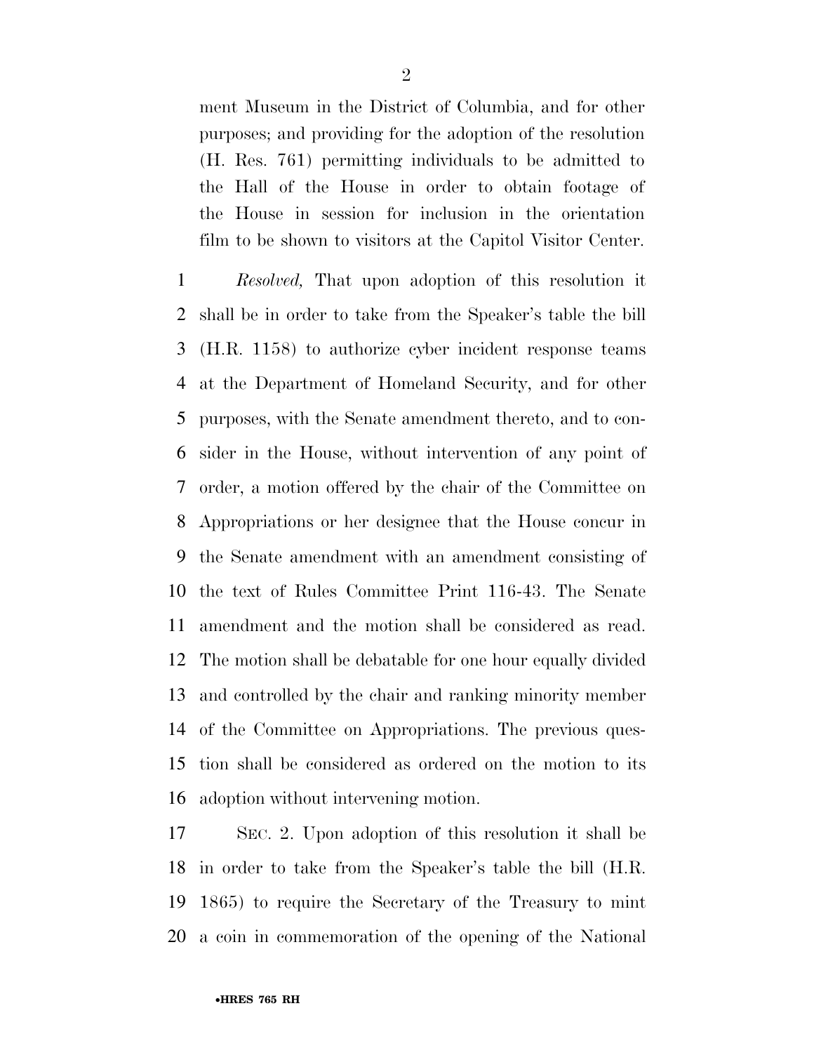ment Museum in the District of Columbia, and for other purposes; and providing for the adoption of the resolution (H. Res. 761) permitting individuals to be admitted to the Hall of the House in order to obtain footage of the House in session for inclusion in the orientation film to be shown to visitors at the Capitol Visitor Center.

1 *Resolved,* That upon adoption of this resolution it
2 shall be in order to take from the Speaker's table the bill
3 (H.R. 1158) to authorize cyber incident response teams
4 at the Department of Homeland Security, and for other
5 purposes, with the Senate amendment thereto, and to con-
6 sider in the House, without intervention of any point of
7 order, a motion offered by the chair of the Committee on
8 Appropriations or her designee that the House concur in
9 the Senate amendment with an amendment consisting of
10 the text of Rules Committee Print 116-43. The Senate
11 amendment and the motion shall be considered as read.
12 The motion shall be debatable for one hour equally divided
13 and controlled by the chair and ranking minority member
14 of the Committee on Appropriations. The previous ques-
15 tion shall be considered as ordered on the motion to its
16 adoption without intervening motion.

17 SEC. 2. Upon adoption of this resolution it shall be
18 in order to take from the Speaker's table the bill (H.R.
19 1865) to require the Secretary of the Treasury to mint
20 a coin in commemoration of the opening of the National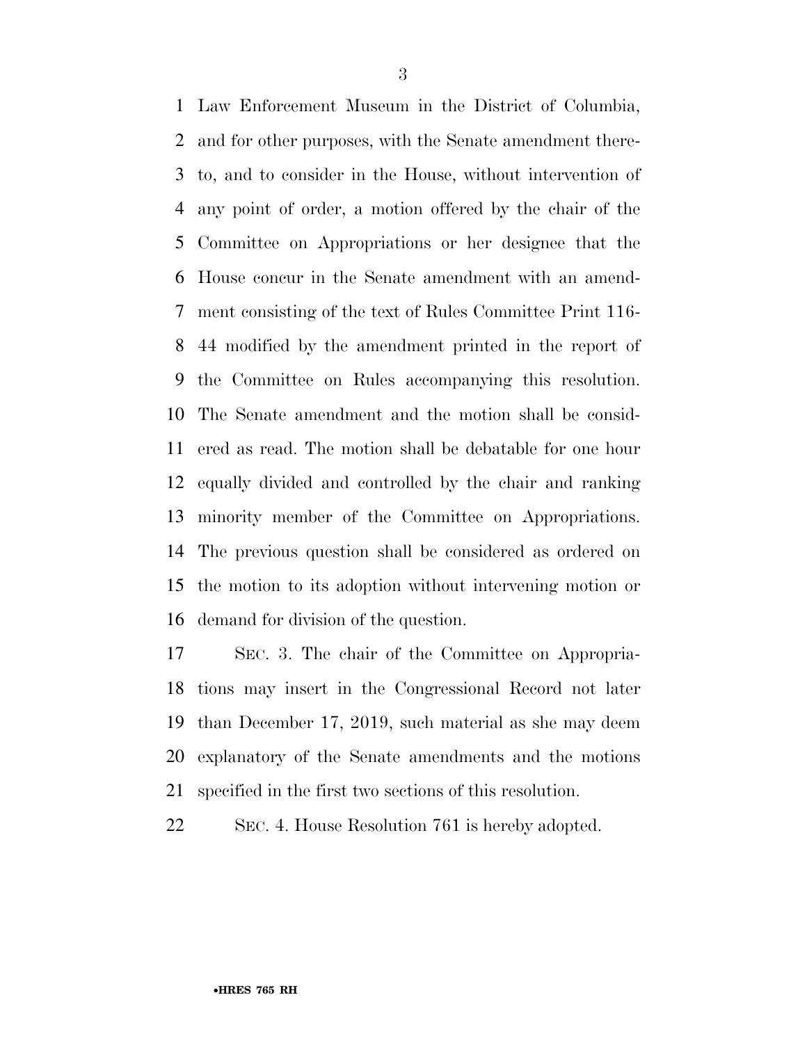Law Enforcement Museum in the District of Columbia, and for other purposes, with the Senate amendment thereto, and to consider in the House, without intervention of any point of order, a motion offered by the chair of the Committee on Appropriations or her designee that the House concur in the Senate amendment with an amendment consisting of the text of Rules Committee Print 116-44 modified by the amendment printed in the report of the Committee on Rules accompanying this resolution. The Senate amendment and the motion shall be considered as read. The motion shall be debatable for one hour equally divided and controlled by the chair and ranking minority member of the Committee on Appropriations. The previous question shall be considered as ordered on the motion to its adoption without intervening motion or demand for division of the question.

SEC. 3. The chair of the Committee on Appropriations may insert in the Congressional Record not later than December 17, 2019, such material as she may deem explanatory of the Senate amendments and the motions specified in the first two sections of this resolution.

SEC. 4. House Resolution 761 is hereby adopted.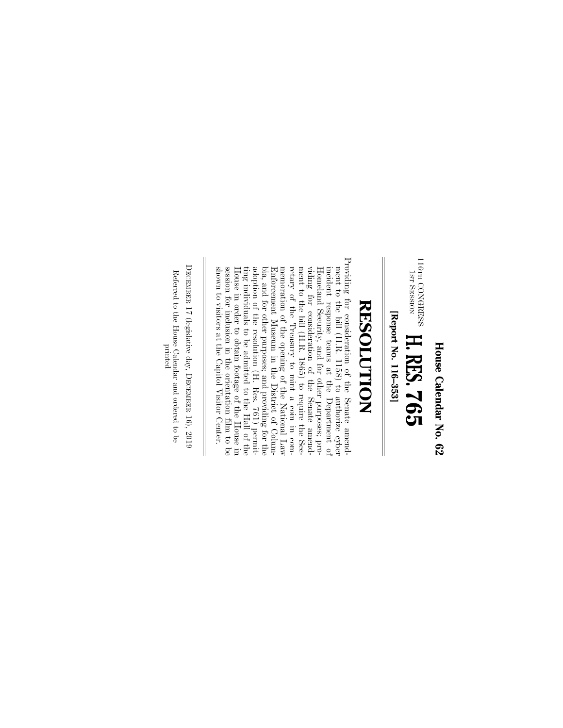House Calendar No. 62

116TH CONGRESS
1ST SESSION

# H. RES. 765

**[Report No. 116–353]**

# RESOLUTION

Providing for consideration of the Senate amendment to the bill (H.R. 1158) to authorize cyber incident response teams at the Department of Homeland Security, and for other purposes; providing for consideration of the Senate amendment to the bill (H.R. 1865) to require the Secretary of the Treasury to mint a coin in commemoration of the opening of the National Law Enforcement Museum in the District of Columbia, and for other purposes; and providing for the adoption of the resolution (H. Res. 761) permitting individuals to be admitted to the Hall of the House in order to obtain footage of the House in session for inclusion in the orientation film to be shown to visitors at the Capitol Visitor Center.

---

DECEMBER 17 (legislative day, DECEMBER 16), 2019

Referred to the House Calendar and ordered to be printed